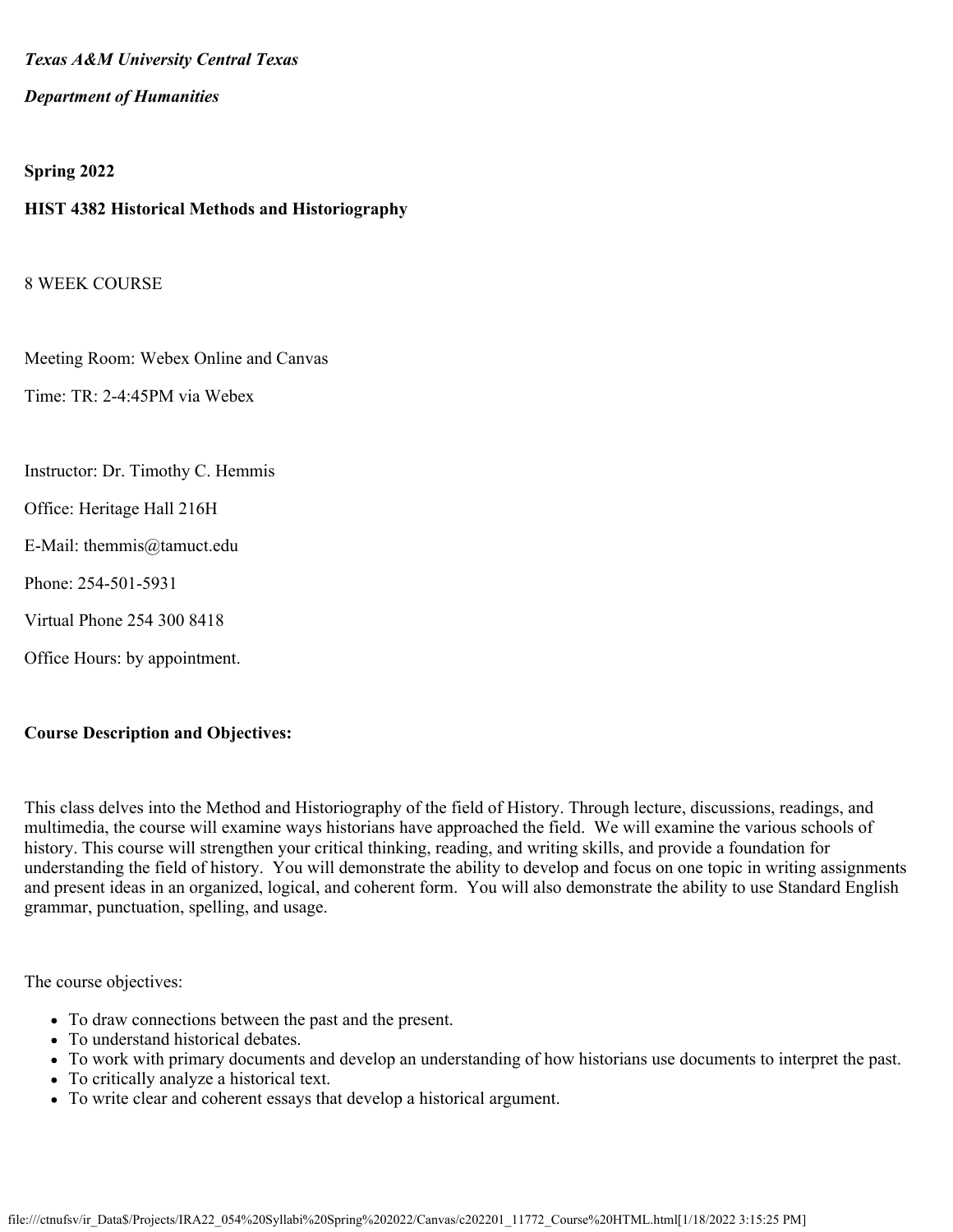***Texas A&M University Central Texas***

***Department of Humanities***

**Spring 2022**

**HIST 4382 Historical Methods and Historiography**

8 WEEK COURSE

Meeting Room: Webex Online and Canvas

Time: TR: 2-4:45PM via Webex

Instructor: Dr. Timothy C. Hemmis

Office: Heritage Hall 216H

E-Mail: themmis@tamuct.edu

Phone: 254-501-5931

Virtual Phone 254 300 8418

Office Hours: by appointment.

**Course Description and Objectives:**

This class delves into the Method and Historiography of the field of History. Through lecture, discussions, readings, and multimedia, the course will examine ways historians have approached the field. We will examine the various schools of history. This course will strengthen your critical thinking, reading, and writing skills, and provide a foundation for understanding the field of history. You will demonstrate the ability to develop and focus on one topic in writing assignments and present ideas in an organized, logical, and coherent form. You will also demonstrate the ability to use Standard English grammar, punctuation, spelling, and usage.

The course objectives:

- To draw connections between the past and the present.
- To understand historical debates.
- To work with primary documents and develop an understanding of how historians use documents to interpret the past.
- To critically analyze a historical text.
- To write clear and coherent essays that develop a historical argument.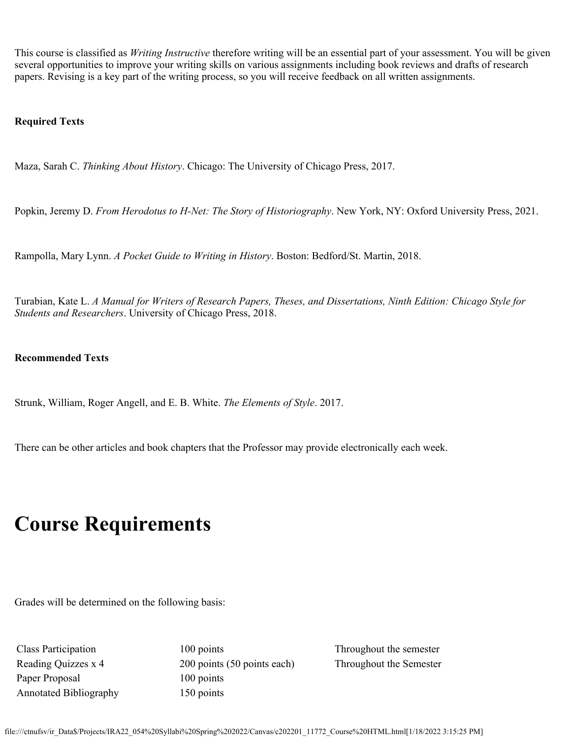This course is classified as *Writing Instructive* therefore writing will be an essential part of your assessment. You will be given several opportunities to improve your writing skills on various assignments including book reviews and drafts of research papers. Revising is a key part of the writing process, so you will receive feedback on all written assignments.

**Required Texts**

Maza, Sarah C. *Thinking About History*. Chicago: The University of Chicago Press, 2017.

Popkin, Jeremy D. *From Herodotus to H-Net: The Story of Historiography*. New York, NY: Oxford University Press, 2021.

Rampolla, Mary Lynn. *A Pocket Guide to Writing in History*. Boston: Bedford/St. Martin, 2018.

Turabian, Kate L. *A Manual for Writers of Research Papers, Theses, and Dissertations, Ninth Edition: Chicago Style for Students and Researchers*. University of Chicago Press, 2018.

**Recommended Texts**

Strunk, William, Roger Angell, and E. B. White. *The Elements of Style*. 2017.

There can be other articles and book chapters that the Professor may provide electronically each week.

# Course Requirements

Grades will be determined on the following basis:

| | | |
|---|---|---|
| Class Participation | 100 points | Throughout the semester |
| Reading Quizzes x 4 | 200 points (50 points each) | Throughout the Semester |
| Paper Proposal | 100 points | |
| Annotated Bibliography | 150 points | |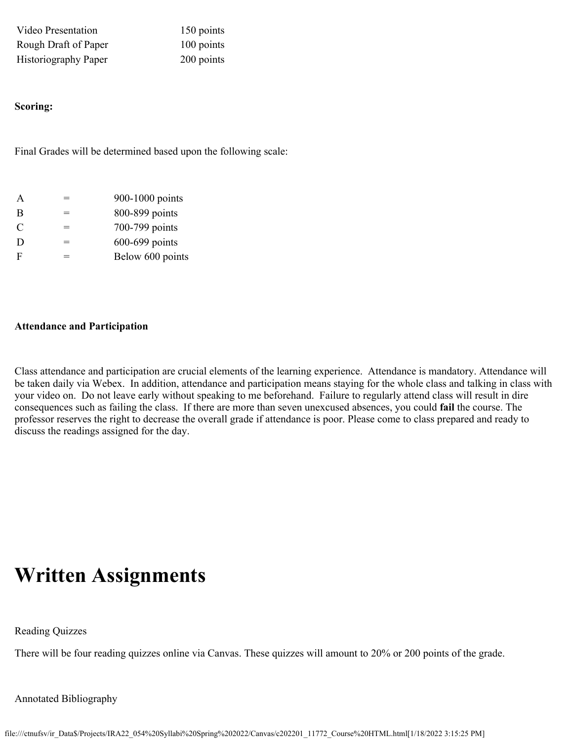| | |
|---|---|
| Video Presentation | 150 points |
| Rough Draft of Paper | 100 points |
| Historiography Paper | 200 points |

**Scoring:**

Final Grades will be determined based upon the following scale:

| | | |
|---|---|---|
| A | = | 900-1000 points |
| B | = | 800-899 points |
| C | = | 700-799 points |
| D | = | 600-699 points |
| F | = | Below 600 points |

**Attendance and Participation**

Class attendance and participation are crucial elements of the learning experience. Attendance is mandatory. Attendance will be taken daily via Webex. In addition, attendance and participation means staying for the whole class and talking in class with your video on. Do not leave early without speaking to me beforehand. Failure to regularly attend class will result in dire consequences such as failing the class. If there are more than seven unexcused absences, you could **fail** the course. The professor reserves the right to decrease the overall grade if attendance is poor. Please come to class prepared and ready to discuss the readings assigned for the day.

# Written Assignments

Reading Quizzes

There will be four reading quizzes online via Canvas. These quizzes will amount to 20% or 200 points of the grade.

Annotated Bibliography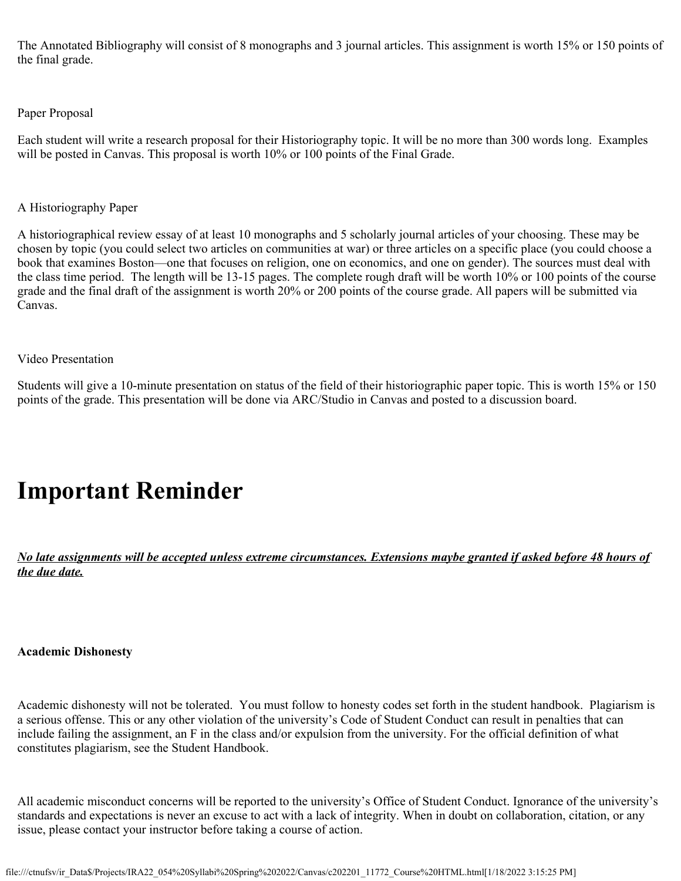The Annotated Bibliography will consist of 8 monographs and 3 journal articles. This assignment is worth 15% or 150 points of the final grade.

Paper Proposal

Each student will write a research proposal for their Historiography topic. It will be no more than 300 words long. Examples will be posted in Canvas. This proposal is worth 10% or 100 points of the Final Grade.

A Historiography Paper

A historiographical review essay of at least 10 monographs and 5 scholarly journal articles of your choosing. These may be chosen by topic (you could select two articles on communities at war) or three articles on a specific place (you could choose a book that examines Boston—one that focuses on religion, one on economics, and one on gender). The sources must deal with the class time period. The length will be 13-15 pages. The complete rough draft will be worth 10% or 100 points of the course grade and the final draft of the assignment is worth 20% or 200 points of the course grade. All papers will be submitted via Canvas.

Video Presentation

Students will give a 10-minute presentation on status of the field of their historiographic paper topic. This is worth 15% or 150 points of the grade. This presentation will be done via ARC/Studio in Canvas and posted to a discussion board.

# Important Reminder

***No late assignments will be accepted unless extreme circumstances. Extensions maybe granted if asked before 48 hours of the due date.***

**Academic Dishonesty**

Academic dishonesty will not be tolerated. You must follow to honesty codes set forth in the student handbook. Plagiarism is a serious offense. This or any other violation of the university's Code of Student Conduct can result in penalties that can include failing the assignment, an F in the class and/or expulsion from the university. For the official definition of what constitutes plagiarism, see the Student Handbook.

All academic misconduct concerns will be reported to the university's Office of Student Conduct. Ignorance of the university's standards and expectations is never an excuse to act with a lack of integrity. When in doubt on collaboration, citation, or any issue, please contact your instructor before taking a course of action.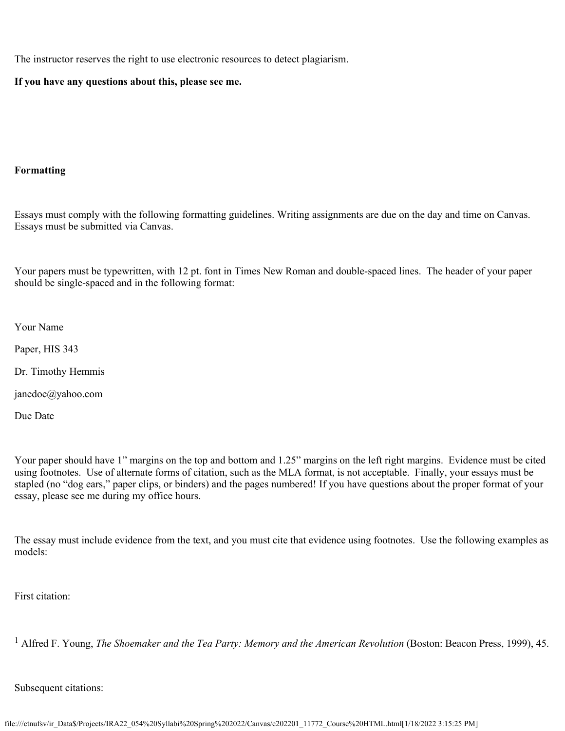The instructor reserves the right to use electronic resources to detect plagiarism.

**If you have any questions about this, please see me.**

**Formatting**

Essays must comply with the following formatting guidelines. Writing assignments are due on the day and time on Canvas. Essays must be submitted via Canvas.

Your papers must be typewritten, with 12 pt. font in Times New Roman and double-spaced lines. The header of your paper should be single-spaced and in the following format:

Your Name

Paper, HIS 343

Dr. Timothy Hemmis

janedoe@yahoo.com

Due Date

Your paper should have 1" margins on the top and bottom and 1.25" margins on the left right margins. Evidence must be cited using footnotes. Use of alternate forms of citation, such as the MLA format, is not acceptable. Finally, your essays must be stapled (no "dog ears," paper clips, or binders) and the pages numbered! If you have questions about the proper format of your essay, please see me during my office hours.

The essay must include evidence from the text, and you must cite that evidence using footnotes. Use the following examples as models:

First citation:

[1] Alfred F. Young, *The Shoemaker and the Tea Party: Memory and the American Revolution* (Boston: Beacon Press, 1999), 45.

Subsequent citations: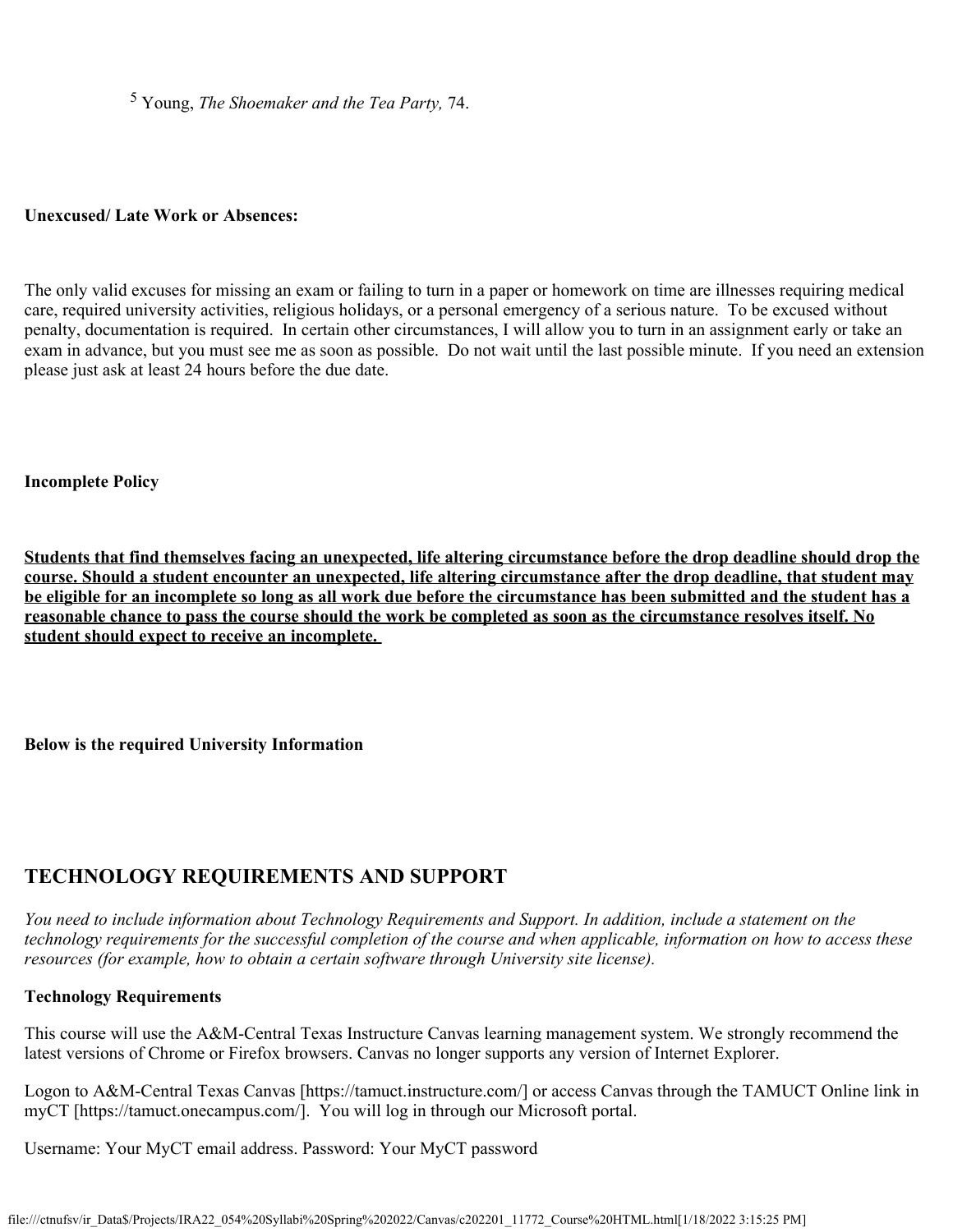[5] Young, *The Shoemaker and the Tea Party,* 74.

**Unexcused/ Late Work or Absences:**

The only valid excuses for missing an exam or failing to turn in a paper or homework on time are illnesses requiring medical care, required university activities, religious holidays, or a personal emergency of a serious nature. To be excused without penalty, documentation is required. In certain other circumstances, I will allow you to turn in an assignment early or take an exam in advance, but you must see me as soon as possible. Do not wait until the last possible minute. If you need an extension please just ask at least 24 hours before the due date.

**Incomplete Policy**

**Students that find themselves facing an unexpected, life altering circumstance before the drop deadline should drop the course. Should a student encounter an unexpected, life altering circumstance after the drop deadline, that student may be eligible for an incomplete so long as all work due before the circumstance has been submitted and the student has a reasonable chance to pass the course should the work be completed as soon as the circumstance resolves itself. No student should expect to receive an incomplete.**

**Below is the required University Information**

## TECHNOLOGY REQUIREMENTS AND SUPPORT

*You need to include information about Technology Requirements and Support. In addition, include a statement on the technology requirements for the successful completion of the course and when applicable, information on how to access these resources (for example, how to obtain a certain software through University site license).*

**Technology Requirements**

This course will use the A&M-Central Texas Instructure Canvas learning management system. We strongly recommend the latest versions of Chrome or Firefox browsers. Canvas no longer supports any version of Internet Explorer.

Logon to A&M-Central Texas Canvas [https://tamuct.instructure.com/] or access Canvas through the TAMUCT Online link in myCT [https://tamuct.onecampus.com/]. You will log in through our Microsoft portal.

Username: Your MyCT email address. Password: Your MyCT password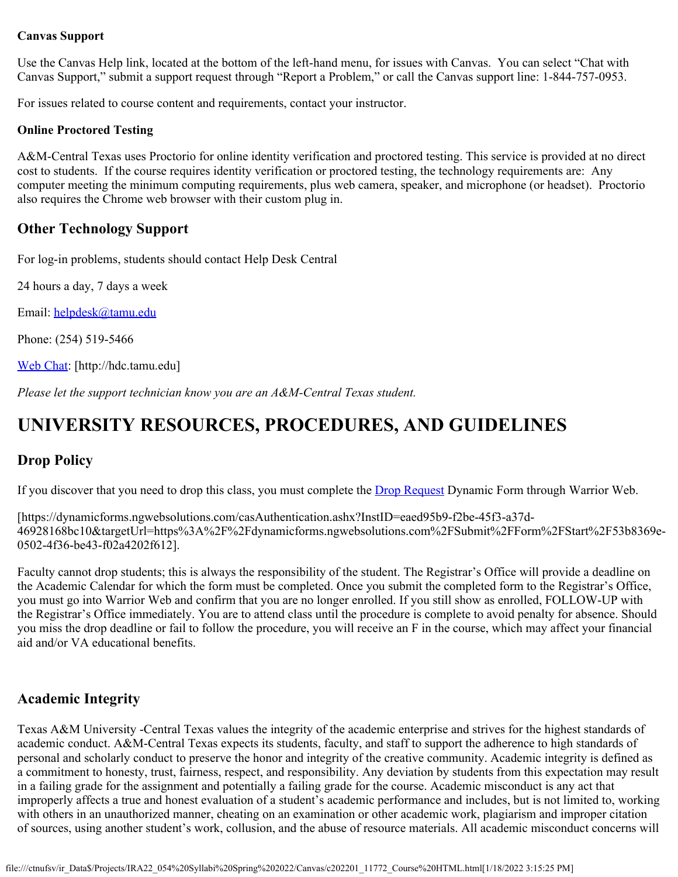**Canvas Support**

Use the Canvas Help link, located at the bottom of the left-hand menu, for issues with Canvas. You can select "Chat with Canvas Support," submit a support request through "Report a Problem," or call the Canvas support line: 1-844-757-0953.

For issues related to course content and requirements, contact your instructor.

**Online Proctored Testing**

A&M-Central Texas uses Proctorio for online identity verification and proctored testing. This service is provided at no direct cost to students. If the course requires identity verification or proctored testing, the technology requirements are: Any computer meeting the minimum computing requirements, plus web camera, speaker, and microphone (or headset). Proctorio also requires the Chrome web browser with their custom plug in.

### Other Technology Support

For log-in problems, students should contact Help Desk Central

24 hours a day, 7 days a week

Email: helpdesk@tamu.edu

Phone: (254) 519-5466

Web Chat: [http://hdc.tamu.edu]

*Please let the support technician know you are an A&M-Central Texas student.*

# UNIVERSITY RESOURCES, PROCEDURES, AND GUIDELINES

## Drop Policy

If you discover that you need to drop this class, you must complete the Drop Request Dynamic Form through Warrior Web.

[https://dynamicforms.ngwebsolutions.com/casAuthentication.ashx?InstID=eaed95b9-f2be-45f3-a37d-46928168bc10&targetUrl=https%3A%2F%2Fdynamicforms.ngwebsolutions.com%2FSubmit%2FForm%2FStart%2F53b8369e-0502-4f36-be43-f02a4202f612].

Faculty cannot drop students; this is always the responsibility of the student. The Registrar's Office will provide a deadline on the Academic Calendar for which the form must be completed. Once you submit the completed form to the Registrar's Office, you must go into Warrior Web and confirm that you are no longer enrolled. If you still show as enrolled, FOLLOW-UP with the Registrar's Office immediately. You are to attend class until the procedure is complete to avoid penalty for absence. Should you miss the drop deadline or fail to follow the procedure, you will receive an F in the course, which may affect your financial aid and/or VA educational benefits.

## Academic Integrity

Texas A&M University -Central Texas values the integrity of the academic enterprise and strives for the highest standards of academic conduct. A&M-Central Texas expects its students, faculty, and staff to support the adherence to high standards of personal and scholarly conduct to preserve the honor and integrity of the creative community. Academic integrity is defined as a commitment to honesty, trust, fairness, respect, and responsibility. Any deviation by students from this expectation may result in a failing grade for the assignment and potentially a failing grade for the course. Academic misconduct is any act that improperly affects a true and honest evaluation of a student's academic performance and includes, but is not limited to, working with others in an unauthorized manner, cheating on an examination or other academic work, plagiarism and improper citation of sources, using another student's work, collusion, and the abuse of resource materials. All academic misconduct concerns will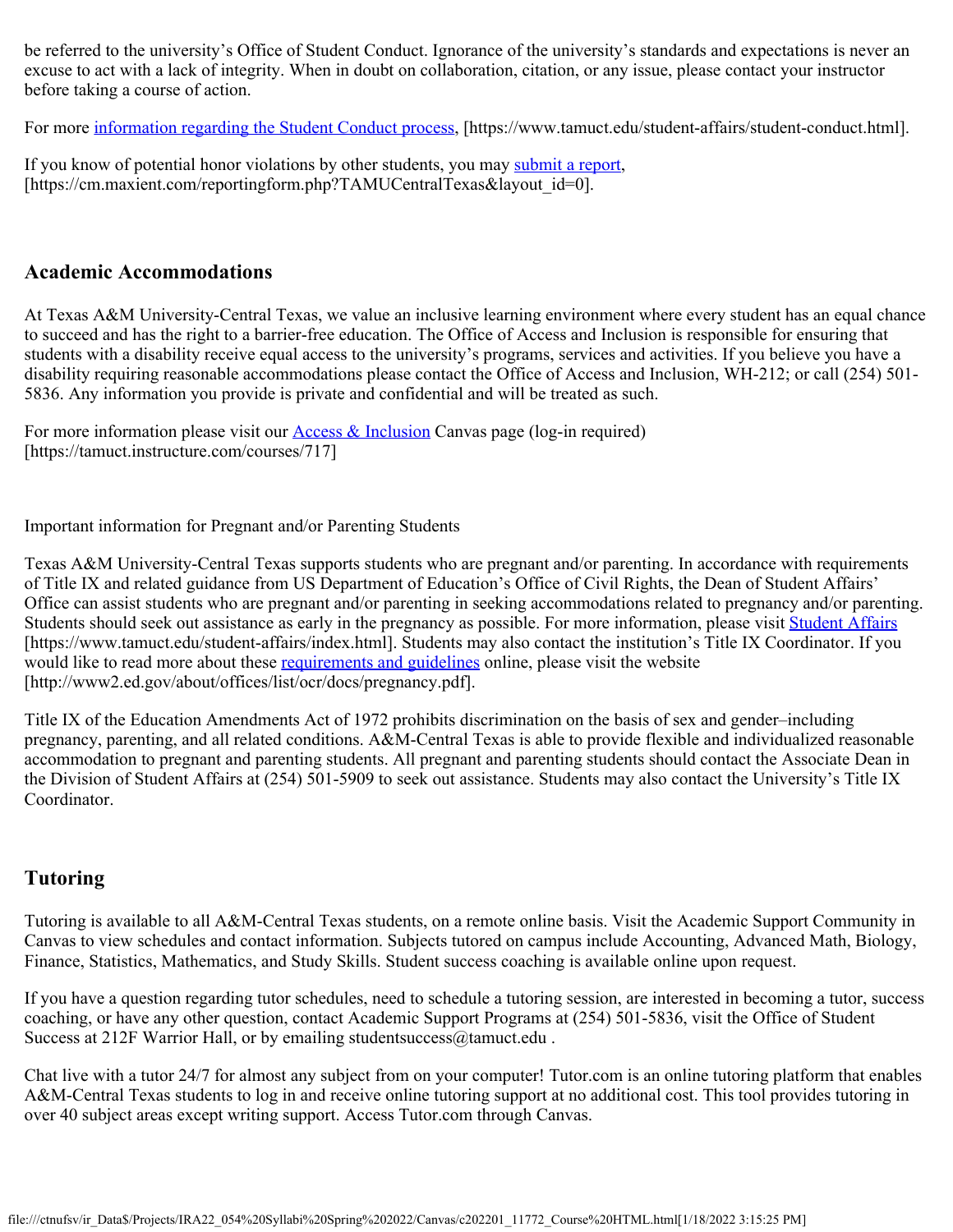be referred to the university's Office of Student Conduct. Ignorance of the university's standards and expectations is never an excuse to act with a lack of integrity. When in doubt on collaboration, citation, or any issue, please contact your instructor before taking a course of action.

For more information regarding the Student Conduct process, [https://www.tamuct.edu/student-affairs/student-conduct.html].

If you know of potential honor violations by other students, you may submit a report, [https://cm.maxient.com/reportingform.php?TAMUCentralTexas&layout_id=0].

## Academic Accommodations

At Texas A&M University-Central Texas, we value an inclusive learning environment where every student has an equal chance to succeed and has the right to a barrier-free education. The Office of Access and Inclusion is responsible for ensuring that students with a disability receive equal access to the university's programs, services and activities. If you believe you have a disability requiring reasonable accommodations please contact the Office of Access and Inclusion, WH-212; or call (254) 501-5836. Any information you provide is private and confidential and will be treated as such.

For more information please visit our Access & Inclusion Canvas page (log-in required) [https://tamuct.instructure.com/courses/717]

Important information for Pregnant and/or Parenting Students

Texas A&M University-Central Texas supports students who are pregnant and/or parenting. In accordance with requirements of Title IX and related guidance from US Department of Education's Office of Civil Rights, the Dean of Student Affairs' Office can assist students who are pregnant and/or parenting in seeking accommodations related to pregnancy and/or parenting. Students should seek out assistance as early in the pregnancy as possible. For more information, please visit Student Affairs [https://www.tamuct.edu/student-affairs/index.html]. Students may also contact the institution's Title IX Coordinator. If you would like to read more about these requirements and guidelines online, please visit the website [http://www2.ed.gov/about/offices/list/ocr/docs/pregnancy.pdf].

Title IX of the Education Amendments Act of 1972 prohibits discrimination on the basis of sex and gender–including pregnancy, parenting, and all related conditions. A&M-Central Texas is able to provide flexible and individualized reasonable accommodation to pregnant and parenting students. All pregnant and parenting students should contact the Associate Dean in the Division of Student Affairs at (254) 501-5909 to seek out assistance. Students may also contact the University's Title IX Coordinator.

## Tutoring

Tutoring is available to all A&M-Central Texas students, on a remote online basis. Visit the Academic Support Community in Canvas to view schedules and contact information. Subjects tutored on campus include Accounting, Advanced Math, Biology, Finance, Statistics, Mathematics, and Study Skills. Student success coaching is available online upon request.

If you have a question regarding tutor schedules, need to schedule a tutoring session, are interested in becoming a tutor, success coaching, or have any other question, contact Academic Support Programs at (254) 501-5836, visit the Office of Student Success at 212F Warrior Hall, or by emailing studentsuccess@tamuct.edu .

Chat live with a tutor 24/7 for almost any subject from on your computer! Tutor.com is an online tutoring platform that enables A&M-Central Texas students to log in and receive online tutoring support at no additional cost. This tool provides tutoring in over 40 subject areas except writing support. Access Tutor.com through Canvas.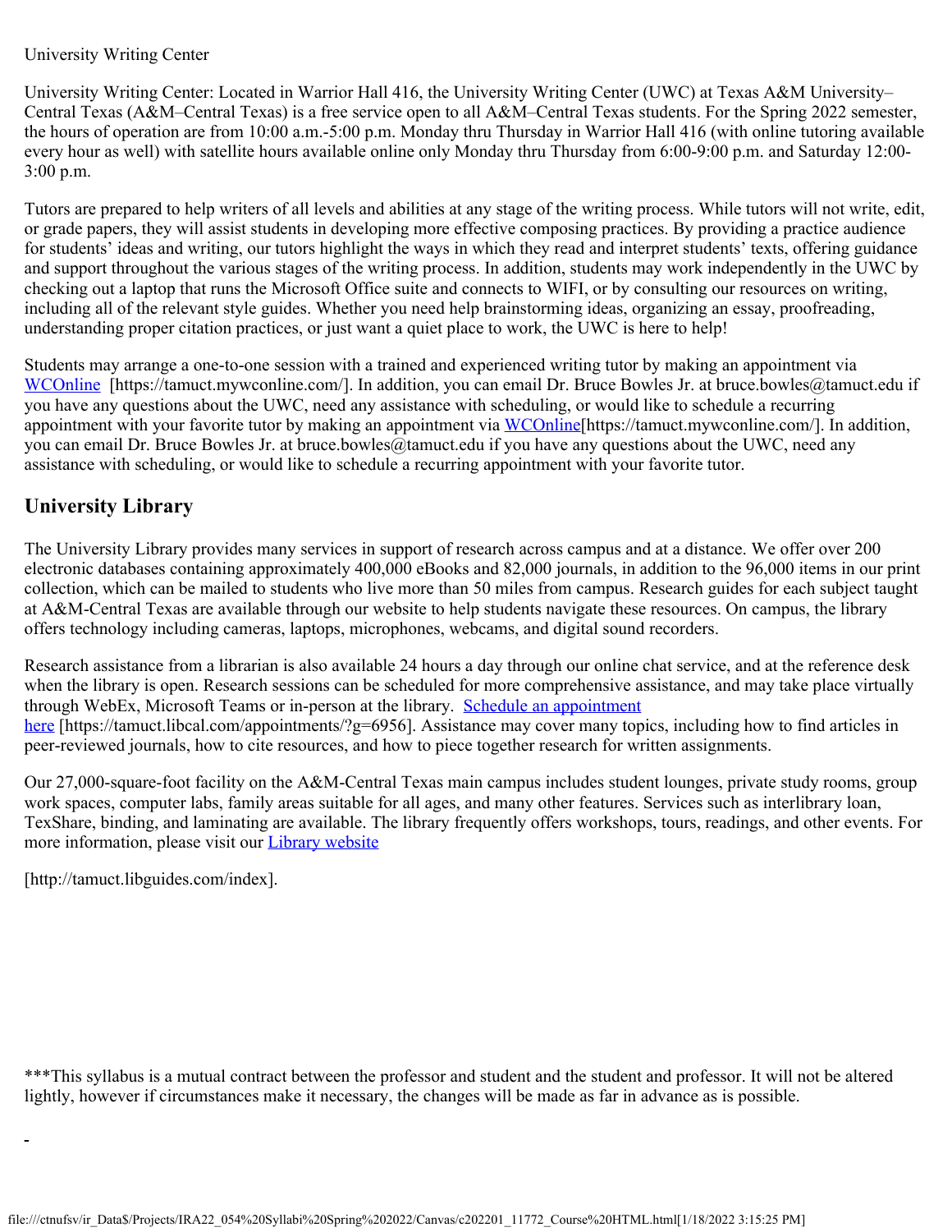University Writing Center

University Writing Center: Located in Warrior Hall 416, the University Writing Center (UWC) at Texas A&M University–Central Texas (A&M–Central Texas) is a free service open to all A&M–Central Texas students. For the Spring 2022 semester, the hours of operation are from 10:00 a.m.-5:00 p.m. Monday thru Thursday in Warrior Hall 416 (with online tutoring available every hour as well) with satellite hours available online only Monday thru Thursday from 6:00-9:00 p.m. and Saturday 12:00-3:00 p.m.

Tutors are prepared to help writers of all levels and abilities at any stage of the writing process. While tutors will not write, edit, or grade papers, they will assist students in developing more effective composing practices. By providing a practice audience for students' ideas and writing, our tutors highlight the ways in which they read and interpret students' texts, offering guidance and support throughout the various stages of the writing process. In addition, students may work independently in the UWC by checking out a laptop that runs the Microsoft Office suite and connects to WIFI, or by consulting our resources on writing, including all of the relevant style guides. Whether you need help brainstorming ideas, organizing an essay, proofreading, understanding proper citation practices, or just want a quiet place to work, the UWC is here to help!

Students may arrange a one-to-one session with a trained and experienced writing tutor by making an appointment via WCOnline [https://tamuct.mywconline.com/]. In addition, you can email Dr. Bruce Bowles Jr. at bruce.bowles@tamuct.edu if you have any questions about the UWC, need any assistance with scheduling, or would like to schedule a recurring appointment with your favorite tutor by making an appointment via WCOnline[https://tamuct.mywconline.com/]. In addition, you can email Dr. Bruce Bowles Jr. at bruce.bowles@tamuct.edu if you have any questions about the UWC, need any assistance with scheduling, or would like to schedule a recurring appointment with your favorite tutor.

## University Library

The University Library provides many services in support of research across campus and at a distance. We offer over 200 electronic databases containing approximately 400,000 eBooks and 82,000 journals, in addition to the 96,000 items in our print collection, which can be mailed to students who live more than 50 miles from campus. Research guides for each subject taught at A&M-Central Texas are available through our website to help students navigate these resources. On campus, the library offers technology including cameras, laptops, microphones, webcams, and digital sound recorders.

Research assistance from a librarian is also available 24 hours a day through our online chat service, and at the reference desk when the library is open. Research sessions can be scheduled for more comprehensive assistance, and may take place virtually through WebEx, Microsoft Teams or in-person at the library. Schedule an appointment here [https://tamuct.libcal.com/appointments/?g=6956]. Assistance may cover many topics, including how to find articles in peer-reviewed journals, how to cite resources, and how to piece together research for written assignments.

Our 27,000-square-foot facility on the A&M-Central Texas main campus includes student lounges, private study rooms, group work spaces, computer labs, family areas suitable for all ages, and many other features. Services such as interlibrary loan, TexShare, binding, and laminating are available. The library frequently offers workshops, tours, readings, and other events. For more information, please visit our Library website

[http://tamuct.libguides.com/index].

***This syllabus is a mutual contract between the professor and student and the student and professor. It will not be altered lightly, however if circumstances make it necessary, the changes will be made as far in advance as is possible.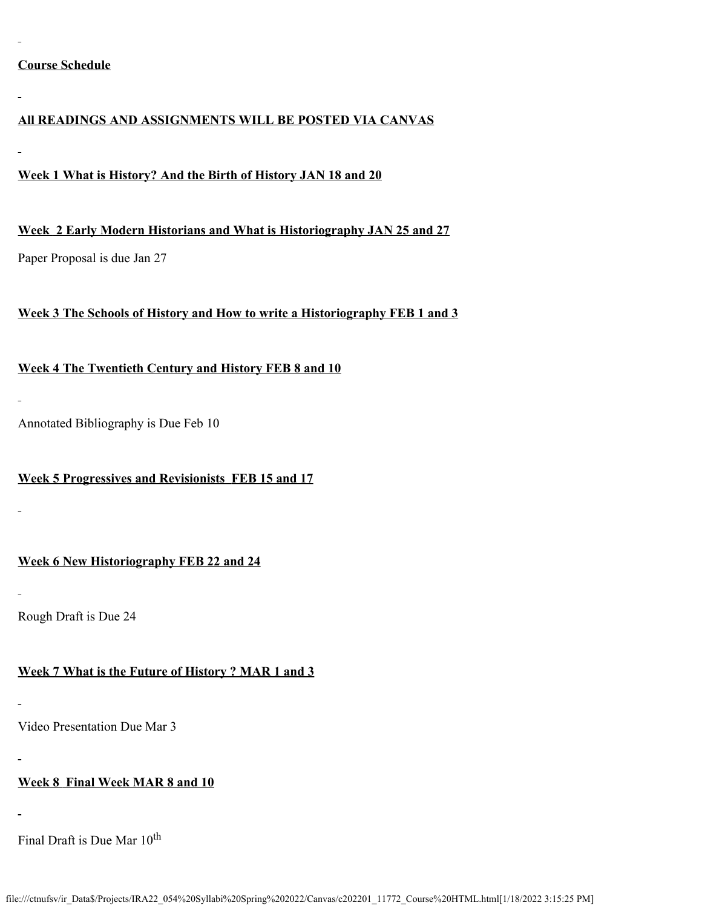**Course Schedule**

**All READINGS AND ASSIGNMENTS WILL BE POSTED VIA CANVAS**

**Week 1 What is History? And the Birth of History JAN 18 and 20**

**Week 2 Early Modern Historians and What is Historiography JAN 25 and 27**

Paper Proposal is due Jan 27

**Week 3 The Schools of History and How to write a Historiography FEB 1 and 3**

**Week 4 The Twentieth Century and History FEB 8 and 10**

Annotated Bibliography is Due Feb 10

**Week 5 Progressives and Revisionists FEB 15 and 17**

**Week 6 New Historiography FEB 22 and 24**

Rough Draft is Due 24

**Week 7 What is the Future of History ? MAR 1 and 3**

Video Presentation Due Mar 3

**Week 8 Final Week MAR 8 and 10**

Final Draft is Due Mar 10th